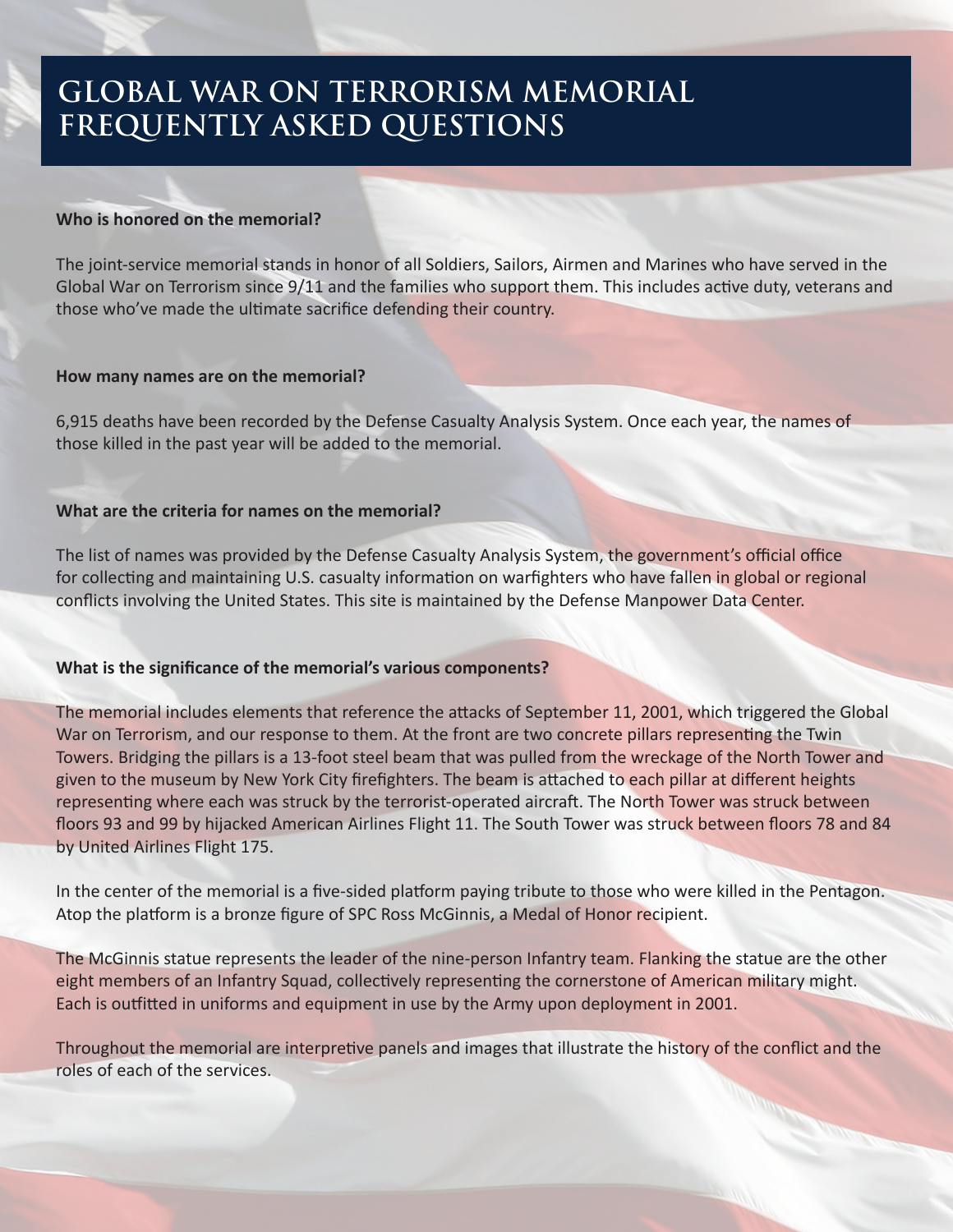# GLOBAL WAR ON TERRORISM MEMORIAL FREQUENTLY ASKED QUESTIONS

**Who is honored on the memorial?**

The joint-service memorial stands in honor of all Soldiers, Sailors, Airmen and Marines who have served in the Global War on Terrorism since 9/11 and the families who support them. This includes active duty, veterans and those who've made the ultimate sacrifice defending their country.

**How many names are on the memorial?**

6,915 deaths have been recorded by the Defense Casualty Analysis System. Once each year, the names of those killed in the past year will be added to the memorial.

**What are the criteria for names on the memorial?**

The list of names was provided by the Defense Casualty Analysis System, the government's official office for collecting and maintaining U.S. casualty information on warfighters who have fallen in global or regional conflicts involving the United States. This site is maintained by the Defense Manpower Data Center.

**What is the significance of the memorial's various components?**

The memorial includes elements that reference the attacks of September 11, 2001, which triggered the Global War on Terrorism, and our response to them. At the front are two concrete pillars representing the Twin Towers. Bridging the pillars is a 13-foot steel beam that was pulled from the wreckage of the North Tower and given to the museum by New York City firefighters. The beam is attached to each pillar at different heights representing where each was struck by the terrorist-operated aircraft. The North Tower was struck between floors 93 and 99 by hijacked American Airlines Flight 11. The South Tower was struck between floors 78 and 84 by United Airlines Flight 175.

In the center of the memorial is a five-sided platform paying tribute to those who were killed in the Pentagon. Atop the platform is a bronze figure of SPC Ross McGinnis, a Medal of Honor recipient.

The McGinnis statue represents the leader of the nine-person Infantry team. Flanking the statue are the other eight members of an Infantry Squad, collectively representing the cornerstone of American military might. Each is outfitted in uniforms and equipment in use by the Army upon deployment in 2001.

Throughout the memorial are interpretive panels and images that illustrate the history of the conflict and the roles of each of the services.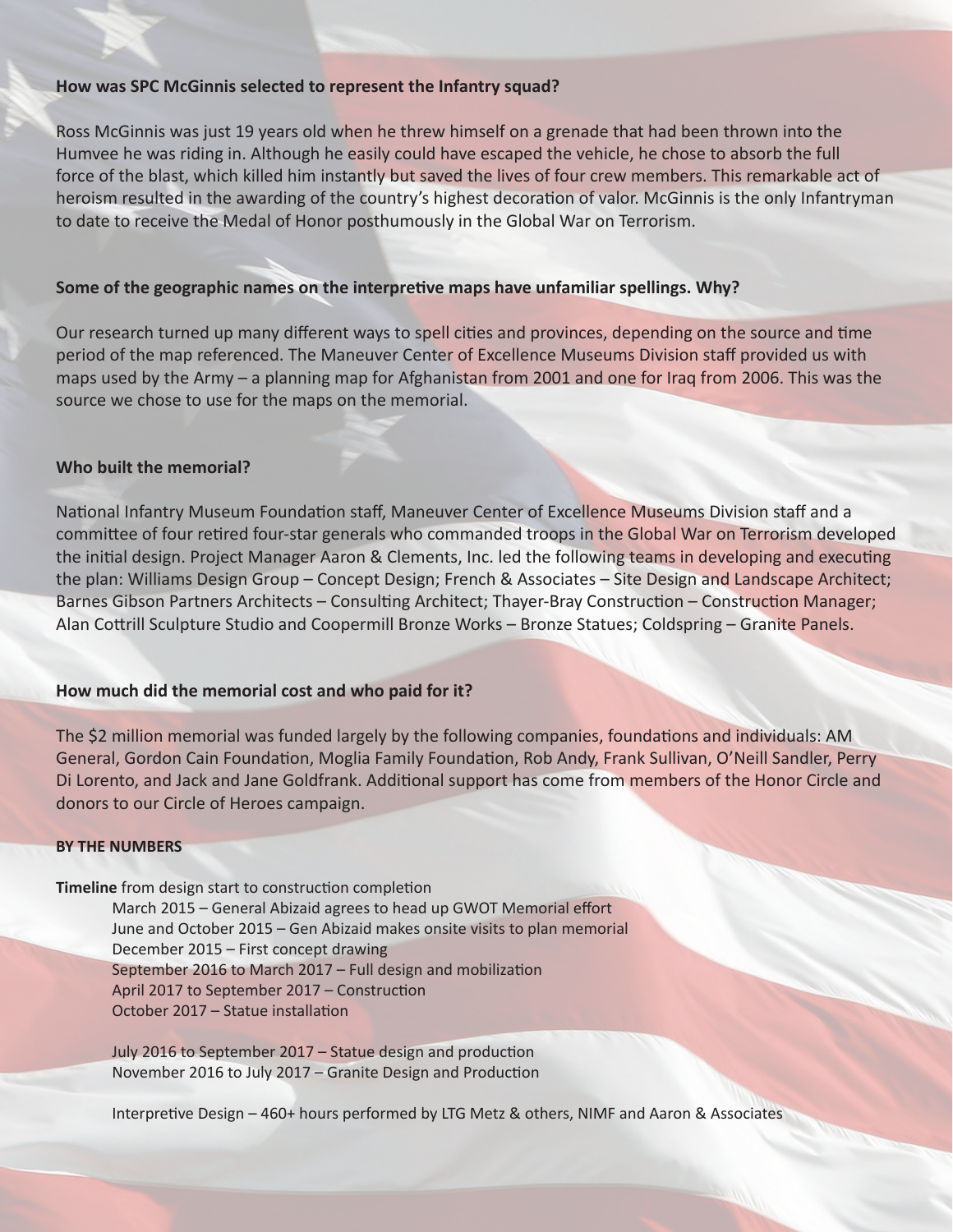### How was SPC McGinnis selected to represent the Infantry squad?

Ross McGinnis was just 19 years old when he threw himself on a grenade that had been thrown into the Humvee he was riding in. Although he easily could have escaped the vehicle, he chose to absorb the full force of the blast, which killed him instantly but saved the lives of four crew members. This remarkable act of heroism resulted in the awarding of the country's highest decoration of valor. McGinnis is the only Infantryman to date to receive the Medal of Honor posthumously in the Global War on Terrorism.

### Some of the geographic names on the interpretive maps have unfamiliar spellings. Why?

Our research turned up many different ways to spell cities and provinces, depending on the source and time period of the map referenced. The Maneuver Center of Excellence Museums Division staff provided us with maps used by the Army – a planning map for Afghanistan from 2001 and one for Iraq from 2006. This was the source we chose to use for the maps on the memorial.

### Who built the memorial?

National Infantry Museum Foundation staff, Maneuver Center of Excellence Museums Division staff and a committee of four retired four-star generals who commanded troops in the Global War on Terrorism developed the initial design. Project Manager Aaron & Clements, Inc. led the following teams in developing and executing the plan: Williams Design Group – Concept Design; French & Associates – Site Design and Landscape Architect; Barnes Gibson Partners Architects – Consulting Architect; Thayer-Bray Construction – Construction Manager; Alan Cottrill Sculpture Studio and Coopermill Bronze Works – Bronze Statues; Coldspring – Granite Panels.

### How much did the memorial cost and who paid for it?

The $2 million memorial was funded largely by the following companies, foundations and individuals: AM General, Gordon Cain Foundation, Moglia Family Foundation, Rob Andy, Frank Sullivan, O'Neill Sandler, Perry Di Lorento, and Jack and Jane Goldfrank. Additional support has come from members of the Honor Circle and donors to our Circle of Heroes campaign.

#### BY THE NUMBERS

**Timeline** from design start to construction completion

- March 2015 – General Abizaid agrees to head up GWOT Memorial effort
- June and October 2015 – Gen Abizaid makes onsite visits to plan memorial
- December 2015 – First concept drawing
- September 2016 to March 2017 – Full design and mobilization
- April 2017 to September 2017 – Construction
- October 2017 – Statue installation

- July 2016 to September 2017 – Statue design and production
- November 2016 to July 2017 – Granite Design and Production

Interpretive Design – 460+ hours performed by LTG Metz & others, NIMF and Aaron & Associates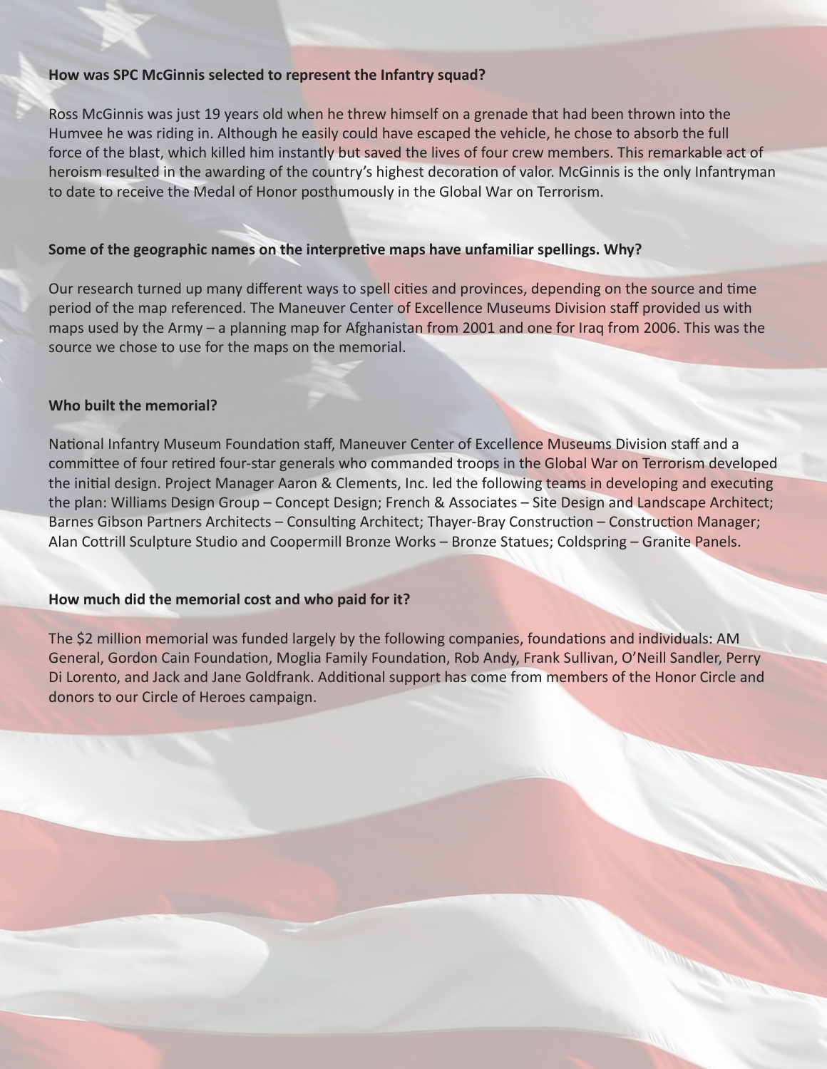**How was SPC McGinnis selected to represent the Infantry squad?**

Ross McGinnis was just 19 years old when he threw himself on a grenade that had been thrown into the Humvee he was riding in. Although he easily could have escaped the vehicle, he chose to absorb the full force of the blast, which killed him instantly but saved the lives of four crew members. This remarkable act of heroism resulted in the awarding of the country's highest decoration of valor. McGinnis is the only Infantryman to date to receive the Medal of Honor posthumously in the Global War on Terrorism.

**Some of the geographic names on the interpretive maps have unfamiliar spellings. Why?**

Our research turned up many different ways to spell cities and provinces, depending on the source and time period of the map referenced. The Maneuver Center of Excellence Museums Division staff provided us with maps used by the Army – a planning map for Afghanistan from 2001 and one for Iraq from 2006. This was the source we chose to use for the maps on the memorial.

**Who built the memorial?**

National Infantry Museum Foundation staff, Maneuver Center of Excellence Museums Division staff and a committee of four retired four-star generals who commanded troops in the Global War on Terrorism developed the initial design. Project Manager Aaron & Clements, Inc. led the following teams in developing and executing the plan: Williams Design Group – Concept Design; French & Associates – Site Design and Landscape Architect; Barnes Gibson Partners Architects – Consulting Architect; Thayer-Bray Construction – Construction Manager; Alan Cottrill Sculpture Studio and Coopermill Bronze Works – Bronze Statues; Coldspring – Granite Panels.

**How much did the memorial cost and who paid for it?**

The $2 million memorial was funded largely by the following companies, foundations and individuals: AM General, Gordon Cain Foundation, Moglia Family Foundation, Rob Andy, Frank Sullivan, O'Neill Sandler, Perry Di Lorento, and Jack and Jane Goldfrank. Additional support has come from members of the Honor Circle and donors to our Circle of Heroes campaign.